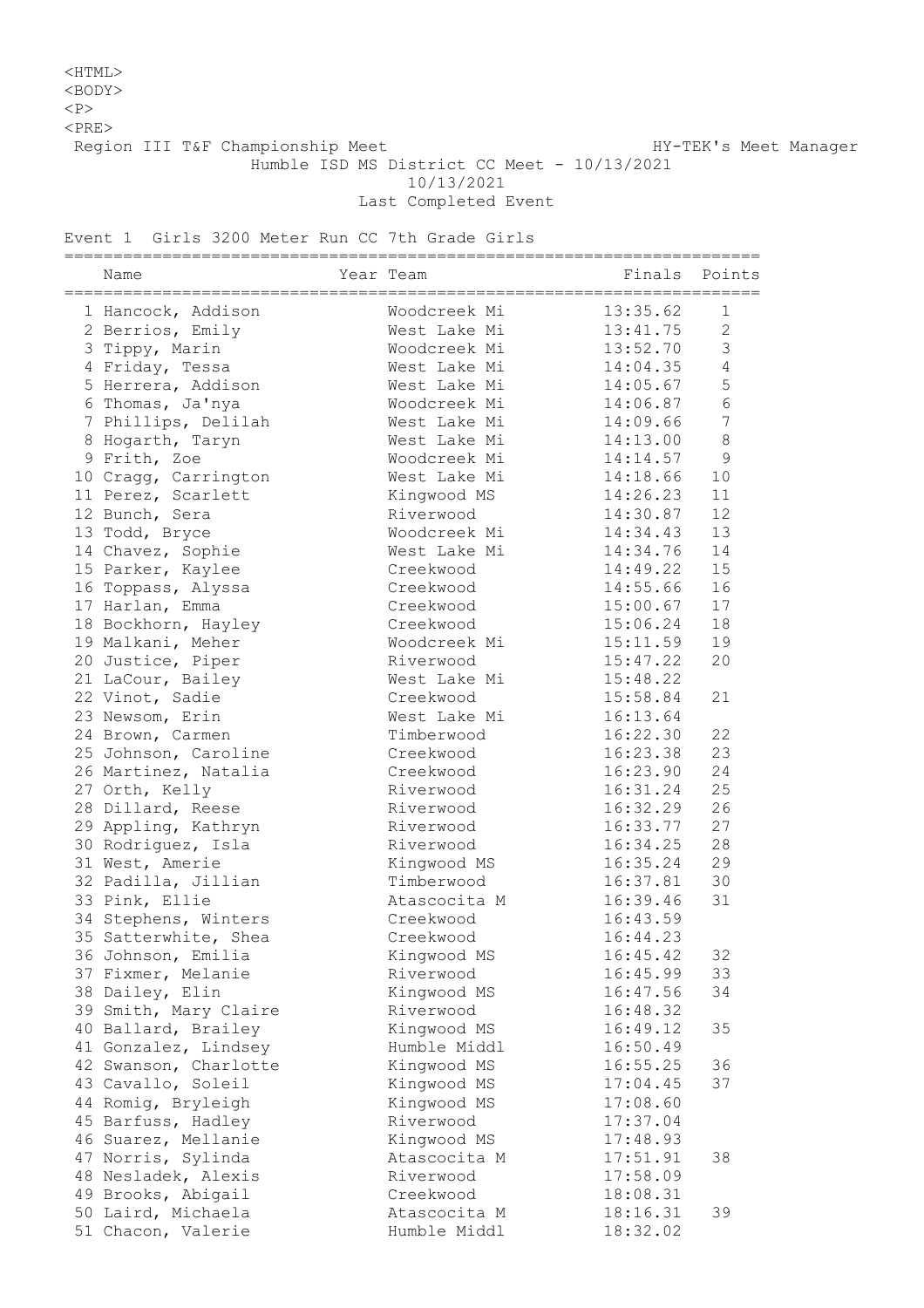<HTML>
<BODY>
<P>
<PRE>

Region III T&F Championship Meet — HY-TEK's Meet Manager

Humble ISD MS District CC Meet - 10/13/2021

10/13/2021

Last Completed Event

Event 1 Girls 3200 Meter Run CC 7th Grade Girls

| | Name | Year | Team | Finals | Points |
|---|---|---|---|---|---|
| 1 | Hancock, Addison | | Woodcreek Mi | 13:35.62 | 1 |
| 2 | Berrios, Emily | | West Lake Mi | 13:41.75 | 2 |
| 3 | Tippy, Marin | | Woodcreek Mi | 13:52.70 | 3 |
| 4 | Friday, Tessa | | West Lake Mi | 14:04.35 | 4 |
| 5 | Herrera, Addison | | West Lake Mi | 14:05.67 | 5 |
| 6 | Thomas, Ja'nya | | Woodcreek Mi | 14:06.87 | 6 |
| 7 | Phillips, Delilah | | West Lake Mi | 14:09.66 | 7 |
| 8 | Hogarth, Taryn | | West Lake Mi | 14:13.00 | 8 |
| 9 | Frith, Zoe | | Woodcreek Mi | 14:14.57 | 9 |
| 10 | Cragg, Carrington | | West Lake Mi | 14:18.66 | 10 |
| 11 | Perez, Scarlett | | Kingwood MS | 14:26.23 | 11 |
| 12 | Bunch, Sera | | Riverwood | 14:30.87 | 12 |
| 13 | Todd, Bryce | | Woodcreek Mi | 14:34.43 | 13 |
| 14 | Chavez, Sophie | | West Lake Mi | 14:34.76 | 14 |
| 15 | Parker, Kaylee | | Creekwood | 14:49.22 | 15 |
| 16 | Toppass, Alyssa | | Creekwood | 14:55.66 | 16 |
| 17 | Harlan, Emma | | Creekwood | 15:00.67 | 17 |
| 18 | Bockhorn, Hayley | | Creekwood | 15:06.24 | 18 |
| 19 | Malkani, Meher | | Woodcreek Mi | 15:11.59 | 19 |
| 20 | Justice, Piper | | Riverwood | 15:47.22 | 20 |
| 21 | LaCour, Bailey | | West Lake Mi | 15:48.22 | |
| 22 | Vinot, Sadie | | Creekwood | 15:58.84 | 21 |
| 23 | Newsom, Erin | | West Lake Mi | 16:13.64 | |
| 24 | Brown, Carmen | | Timberwood | 16:22.30 | 22 |
| 25 | Johnson, Caroline | | Creekwood | 16:23.38 | 23 |
| 26 | Martinez, Natalia | | Creekwood | 16:23.90 | 24 |
| 27 | Orth, Kelly | | Riverwood | 16:31.24 | 25 |
| 28 | Dillard, Reese | | Riverwood | 16:32.29 | 26 |
| 29 | Appling, Kathryn | | Riverwood | 16:33.77 | 27 |
| 30 | Rodriguez, Isla | | Riverwood | 16:34.25 | 28 |
| 31 | West, Amerie | | Kingwood MS | 16:35.24 | 29 |
| 32 | Padilla, Jillian | | Timberwood | 16:37.81 | 30 |
| 33 | Pink, Ellie | | Atascocita M | 16:39.46 | 31 |
| 34 | Stephens, Winters | | Creekwood | 16:43.59 | |
| 35 | Satterwhite, Shea | | Creekwood | 16:44.23 | |
| 36 | Johnson, Emilia | | Kingwood MS | 16:45.42 | 32 |
| 37 | Fixmer, Melanie | | Riverwood | 16:45.99 | 33 |
| 38 | Dailey, Elin | | Kingwood MS | 16:47.56 | 34 |
| 39 | Smith, Mary Claire | | Riverwood | 16:48.32 | |
| 40 | Ballard, Brailey | | Kingwood MS | 16:49.12 | 35 |
| 41 | Gonzalez, Lindsey | | Humble Middl | 16:50.49 | |
| 42 | Swanson, Charlotte | | Kingwood MS | 16:55.25 | 36 |
| 43 | Cavallo, Soleil | | Kingwood MS | 17:04.45 | 37 |
| 44 | Romig, Bryleigh | | Kingwood MS | 17:08.60 | |
| 45 | Barfuss, Hadley | | Riverwood | 17:37.04 | |
| 46 | Suarez, Mellanie | | Kingwood MS | 17:48.93 | |
| 47 | Norris, Sylinda | | Atascocita M | 17:51.91 | 38 |
| 48 | Nesladek, Alexis | | Riverwood | 17:58.09 | |
| 49 | Brooks, Abigail | | Creekwood | 18:08.31 | |
| 50 | Laird, Michaela | | Atascocita M | 18:16.31 | 39 |
| 51 | Chacon, Valerie | | Humble Middl | 18:32.02 | |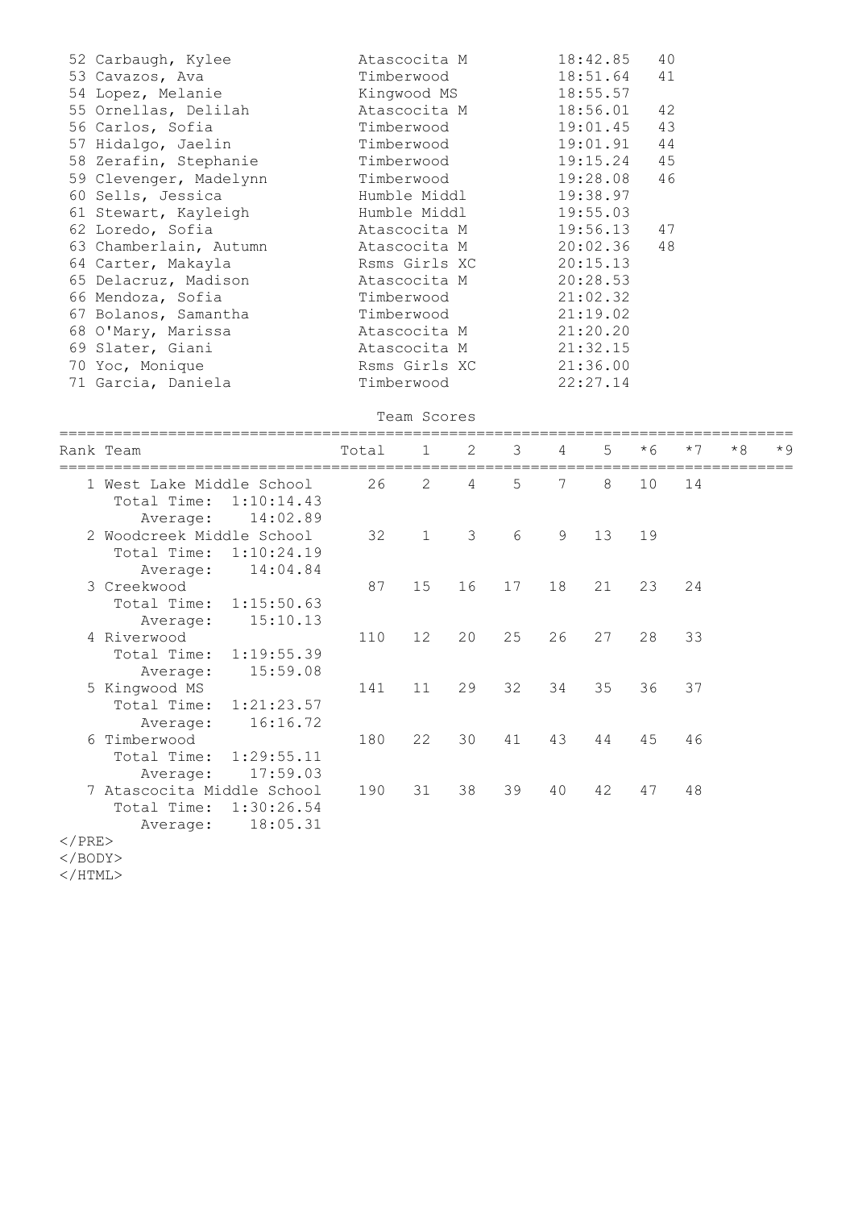| | | | | |
|---|---|---|---|---|
| 52 | Carbaugh, Kylee | Atascocita M | 18:42.85 | 40 |
| 53 | Cavazos, Ava | Timberwood | 18:51.64 | 41 |
| 54 | Lopez, Melanie | Kingwood MS | 18:55.57 | |
| 55 | Ornellas, Delilah | Atascocita M | 18:56.01 | 42 |
| 56 | Carlos, Sofia | Timberwood | 19:01.45 | 43 |
| 57 | Hidalgo, Jaelin | Timberwood | 19:01.91 | 44 |
| 58 | Zerafin, Stephanie | Timberwood | 19:15.24 | 45 |
| 59 | Clevenger, Madelynn | Timberwood | 19:28.08 | 46 |
| 60 | Sells, Jessica | Humble Middl | 19:38.97 | |
| 61 | Stewart, Kayleigh | Humble Middl | 19:55.03 | |
| 62 | Loredo, Sofia | Atascocita M | 19:56.13 | 47 |
| 63 | Chamberlain, Autumn | Atascocita M | 20:02.36 | 48 |
| 64 | Carter, Makayla | Rsms Girls XC | 20:15.13 | |
| 65 | Delacruz, Madison | Atascocita M | 20:28.53 | |
| 66 | Mendoza, Sofia | Timberwood | 21:02.32 | |
| 67 | Bolanos, Samantha | Timberwood | 21:19.02 | |
| 68 | O'Mary, Marissa | Atascocita M | 21:20.20 | |
| 69 | Slater, Giani | Atascocita M | 21:32.15 | |
| 70 | Yoc, Monique | Rsms Girls XC | 21:36.00 | |
| 71 | Garcia, Daniela | Timberwood | 22:27.14 | |

## Team Scores

| Rank | Team | Total | 1 | 2 | 3 | 4 | 5 | *6 | *7 | *8 | *9 |
|---|---|---|---|---|---|---|---|---|---|---|---|
| 1 | West Lake Middle School | 26 | 2 | 4 | 5 | 7 | 8 | 10 | 14 | | |
| | Total Time: 1:10:14.43 | | | | | | | | | | |
| | Average: 14:02.89 | | | | | | | | | | |
| 2 | Woodcreek Middle School | 32 | 1 | 3 | 6 | 9 | 13 | 19 | | | |
| | Total Time: 1:10:24.19 | | | | | | | | | | |
| | Average: 14:04.84 | | | | | | | | | | |
| 3 | Creekwood | 87 | 15 | 16 | 17 | 18 | 21 | 23 | 24 | | |
| | Total Time: 1:15:50.63 | | | | | | | | | | |
| | Average: 15:10.13 | | | | | | | | | | |
| 4 | Riverwood | 110 | 12 | 20 | 25 | 26 | 27 | 28 | 33 | | |
| | Total Time: 1:19:55.39 | | | | | | | | | | |
| | Average: 15:59.08 | | | | | | | | | | |
| 5 | Kingwood MS | 141 | 11 | 29 | 32 | 34 | 35 | 36 | 37 | | |
| | Total Time: 1:21:23.57 | | | | | | | | | | |
| | Average: 16:16.72 | | | | | | | | | | |
| 6 | Timberwood | 180 | 22 | 30 | 41 | 43 | 44 | 45 | 46 | | |
| | Total Time: 1:29:55.11 | | | | | | | | | | |
| | Average: 17:59.03 | | | | | | | | | | |
| 7 | Atascocita Middle School | 190 | 31 | 38 | 39 | 40 | 42 | 47 | 48 | | |
| | Total Time: 1:30:26.54 | | | | | | | | | | |
| | Average: 18:05.31 | | | | | | | | | | |

</PRE>
</BODY>
</HTML>